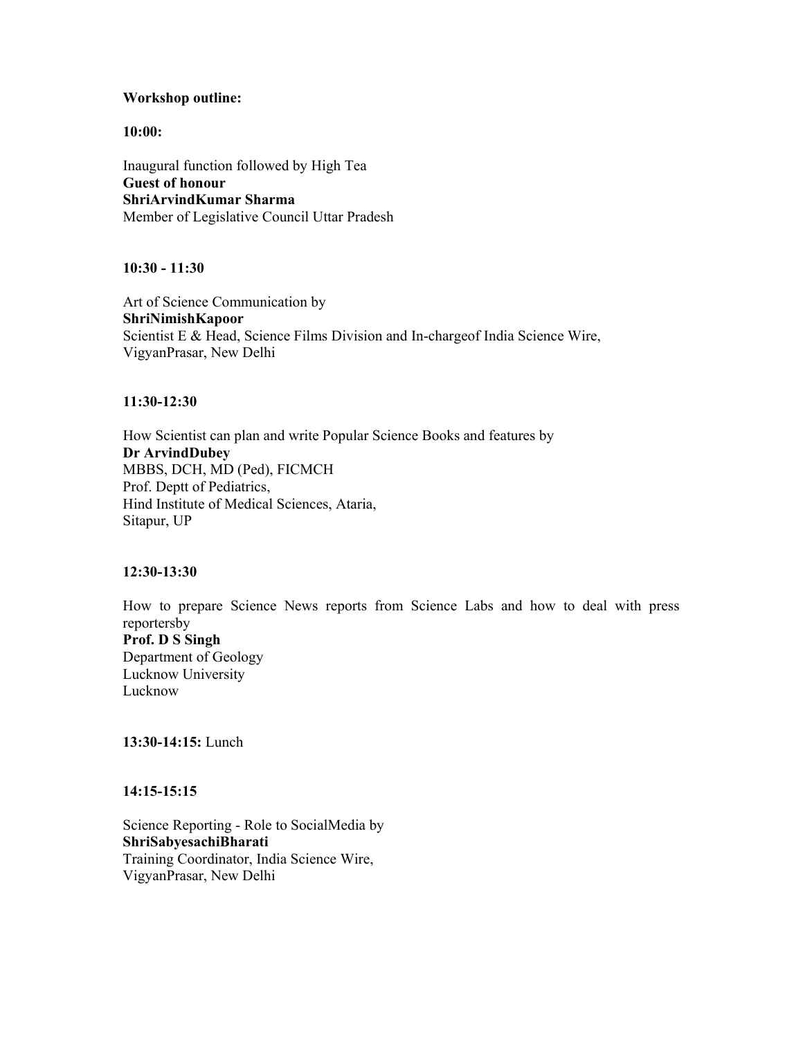**Workshop outline:**

**10:00:**

Inaugural function followed by High Tea
**Guest of honour**
**ShriArvindKumar Sharma**
Member of Legislative Council Uttar Pradesh

**10:30 - 11:30**

Art of Science Communication by
**ShriNimishKapoor**
Scientist E & Head, Science Films Division and In-chargeof India Science Wire,
VigyanPrasar, New Delhi

**11:30-12:30**

How Scientist can plan and write Popular Science Books and features by
**Dr ArvindDubey**
MBBS, DCH, MD (Ped), FICMCH
Prof. Deptt of Pediatrics,
Hind Institute of Medical Sciences, Ataria,
Sitapur, UP

**12:30-13:30**

How to prepare Science News reports from Science Labs and how to deal with press reportersby
**Prof. D S Singh**
Department of Geology
Lucknow University
Lucknow

**13:30-14:15:** Lunch

**14:15-15:15**

Science Reporting - Role to SocialMedia by
**ShriSabyesachiBharati**
Training Coordinator, India Science Wire,
VigyanPrasar, New Delhi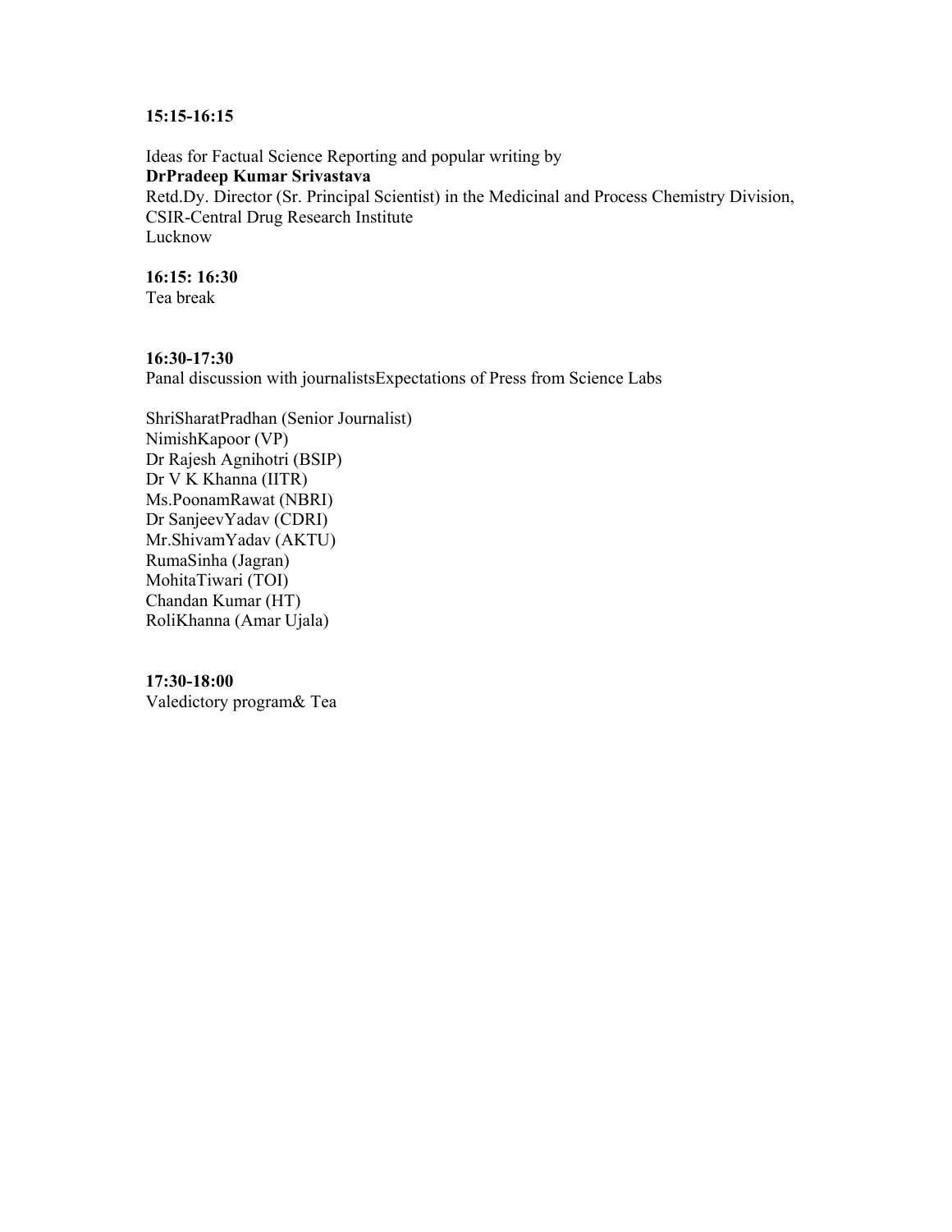**15:15-16:15**

Ideas for Factual Science Reporting and popular writing by
**DrPradeep Kumar Srivastava**
Retd.Dy. Director (Sr. Principal Scientist) in the Medicinal and Process Chemistry Division,
CSIR-Central Drug Research Institute
Lucknow

**16:15: 16:30**
Tea break

**16:30-17:30**
Panal discussion with journalistsExpectations of Press from Science Labs

ShriSharatPradhan (Senior Journalist)
NimishKapoor (VP)
Dr Rajesh Agnihotri (BSIP)
Dr V K Khanna (IITR)
Ms.PoonamRawat (NBRI)
Dr SanjeevYadav (CDRI)
Mr.ShivamYadav (AKTU)
RumaSinha (Jagran)
MohitaTiwari (TOI)
Chandan Kumar (HT)
RoliKhanna (Amar Ujala)

**17:30-18:00**
Valedictory program& Tea